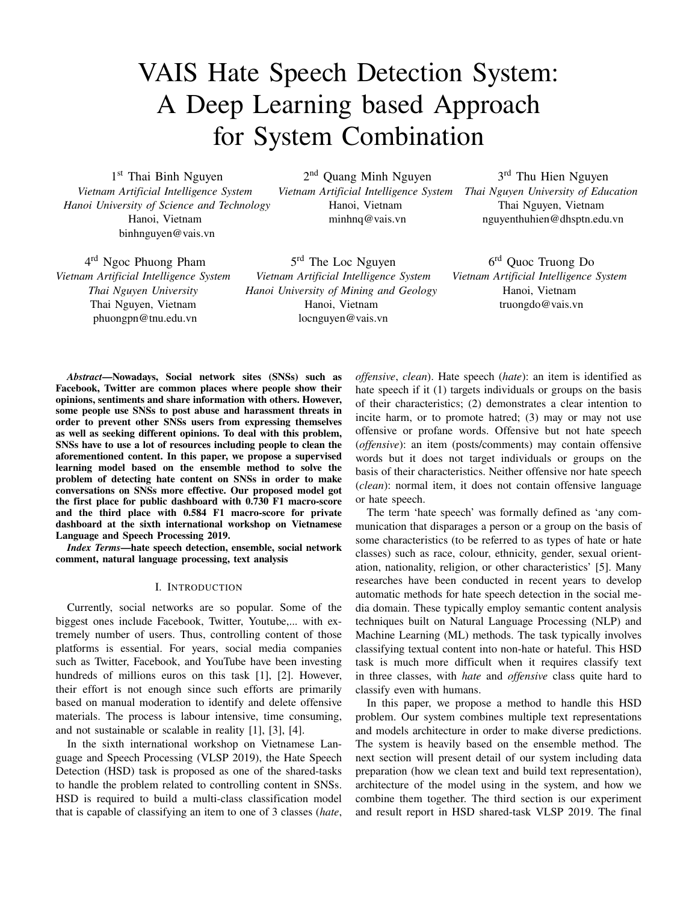# VAIS Hate Speech Detection System: A Deep Learning based Approach for System Combination

1[st] Thai Binh Nguyen
*Vietnam Artificial Intelligence System*
*Hanoi University of Science and Technology*
Hanoi, Vietnam
binhnguyen@vais.vn

2[nd] Quang Minh Nguyen
*Vietnam Artificial Intelligence System*
Hanoi, Vietnam
minhnq@vais.vn

3[rd] Thu Hien Nguyen
*Thai Nguyen University of Education*
Thai Nguyen, Vietnam
nguyenthuhien@dhsptn.edu.vn

4[rd] Ngoc Phuong Pham
*Vietnam Artificial Intelligence System*
*Thai Nguyen University*
Thai Nguyen, Vietnam
phuongpn@tnu.edu.vn

5[rd] The Loc Nguyen
*Vietnam Artificial Intelligence System*
*Hanoi University of Mining and Geology*
Hanoi, Vietnam
locnguyen@vais.vn

6[rd] Quoc Truong Do
*Vietnam Artificial Intelligence System*
Hanoi, Vietnam
truongdo@vais.vn

***Abstract*—Nowadays, Social network sites (SNSs) such as Facebook, Twitter are common places where people show their opinions, sentiments and share information with others. However, some people use SNSs to post abuse and harassment threats in order to prevent other SNSs users from expressing themselves as well as seeking different opinions. To deal with this problem, SNSs have to use a lot of resources including people to clean the aforementioned content. In this paper, we propose a supervised learning model based on the ensemble method to solve the problem of detecting hate content on SNSs in order to make conversations on SNSs more effective. Our proposed model got the first place for public dashboard with 0.730 F1 macro-score and the third place with 0.584 F1 macro-score for private dashboard at the sixth international workshop on Vietnamese Language and Speech Processing 2019.**

***Index Terms*—hate speech detection, ensemble, social network comment, natural language processing, text analysis**

## I. Introduction

Currently, social networks are so popular. Some of the biggest ones include Facebook, Twitter, Youtube,... with extremely number of users. Thus, controlling content of those platforms is essential. For years, social media companies such as Twitter, Facebook, and YouTube have been investing hundreds of millions euros on this task [1], [2]. However, their effort is not enough since such efforts are primarily based on manual moderation to identify and delete offensive materials. The process is labour intensive, time consuming, and not sustainable or scalable in reality [1], [3], [4].

In the sixth international workshop on Vietnamese Language and Speech Processing (VLSP 2019), the Hate Speech Detection (HSD) task is proposed as one of the shared-tasks to handle the problem related to controlling content in SNSs. HSD is required to build a multi-class classification model that is capable of classifying an item to one of 3 classes (*hate*, *offensive*, *clean*). Hate speech (*hate*): an item is identified as hate speech if it (1) targets individuals or groups on the basis of their characteristics; (2) demonstrates a clear intention to incite harm, or to promote hatred; (3) may or may not use offensive or profane words. Offensive but not hate speech (*offensive*): an item (posts/comments) may contain offensive words but it does not target individuals or groups on the basis of their characteristics. Neither offensive nor hate speech (*clean*): normal item, it does not contain offensive language or hate speech.

The term 'hate speech' was formally defined as 'any communication that disparages a person or a group on the basis of some characteristics (to be referred to as types of hate or hate classes) such as race, colour, ethnicity, gender, sexual orientation, nationality, religion, or other characteristics' [5]. Many researches have been conducted in recent years to develop automatic methods for hate speech detection in the social media domain. These typically employ semantic content analysis techniques built on Natural Language Processing (NLP) and Machine Learning (ML) methods. The task typically involves classifying textual content into non-hate or hateful. This HSD task is much more difficult when it requires classify text in three classes, with *hate* and *offensive* class quite hard to classify even with humans.

In this paper, we propose a method to handle this HSD problem. Our system combines multiple text representations and models architecture in order to make diverse predictions. The system is heavily based on the ensemble method. The next section will present detail of our system including data preparation (how we clean text and build text representation), architecture of the model using in the system, and how we combine them together. The third section is our experiment and result report in HSD shared-task VLSP 2019. The final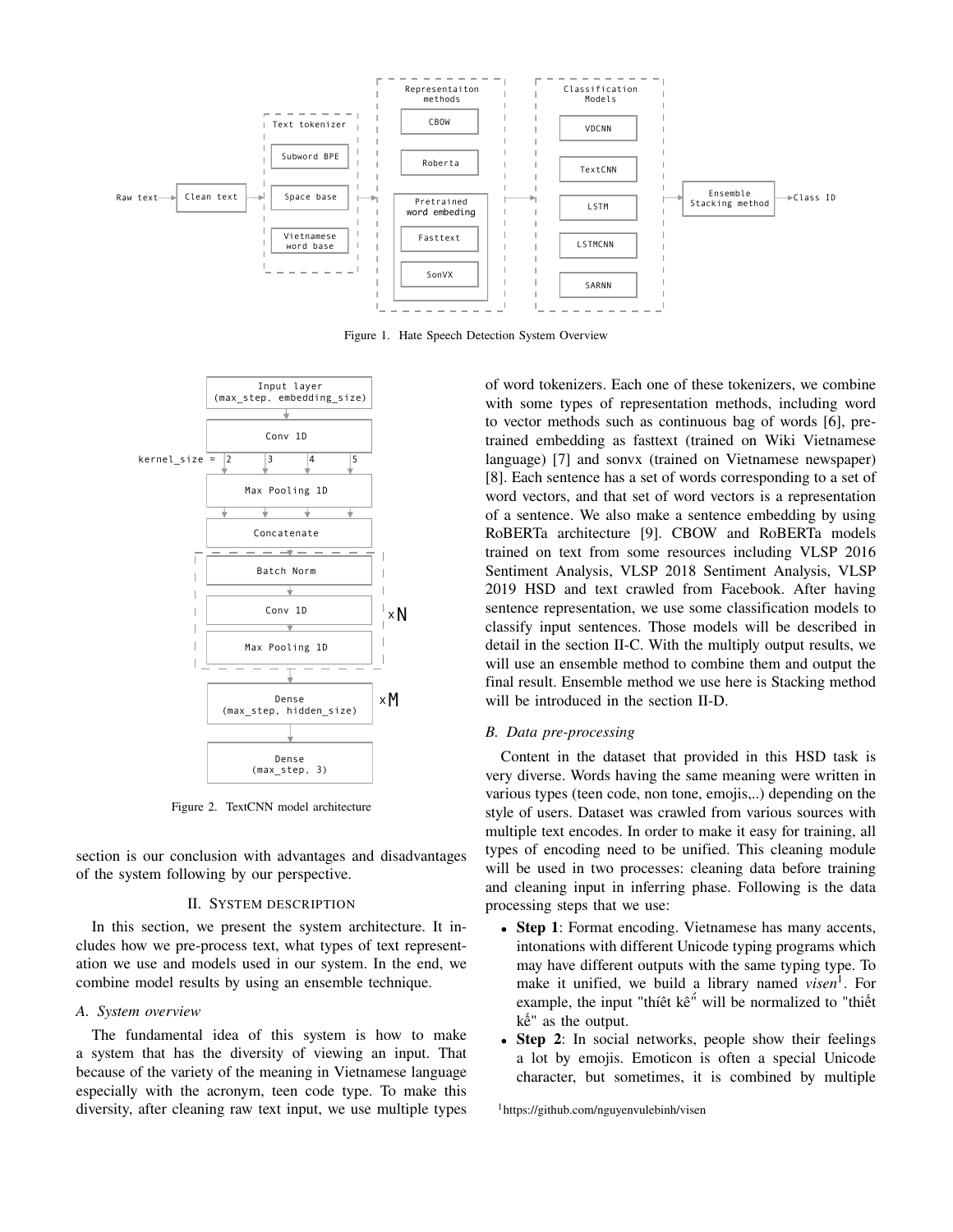Figure 1. Hate Speech Detection System Overview

Figure 2. TextCNN model architecture

section is our conclusion with advantages and disadvantages of the system following by our perspective.

## II. System description

In this section, we present the system architecture. It includes how we pre-process text, what types of text representation we use and models used in our system. In the end, we combine model results by using an ensemble technique.

### A. System overview

The fundamental idea of this system is how to make a system that has the diversity of viewing an input. That because of the variety of the meaning in Vietnamese language especially with the acronym, teen code type. To make this diversity, after cleaning raw text input, we use multiple types of word tokenizers. Each one of these tokenizers, we combine with some types of representation methods, including word to vector methods such as continuous bag of words [6], pre-trained embedding as fasttext (trained on Wiki Vietnamese language) [7] and sonvx (trained on Vietnamese newspaper) [8]. Each sentence has a set of words corresponding to a set of word vectors, and that set of word vectors is a representation of a sentence. We also make a sentence embedding by using RoBERTa architecture [9]. CBOW and RoBERTa models trained on text from some resources including VLSP 2016 Sentiment Analysis, VLSP 2018 Sentiment Analysis, VLSP 2019 HSD and text crawled from Facebook. After having sentence representation, we use some classification models to classify input sentences. Those models will be described in detail in the section II-C. With the multiply output results, we will use an ensemble method to combine them and output the final result. Ensemble method we use here is Stacking method will be introduced in the section II-D.

### B. Data pre-processing

Content in the dataset that provided in this HSD task is very diverse. Words having the same meaning were written in various types (teen code, non tone, emojis,..) depending on the style of users. Dataset was crawled from various sources with multiple text encodes. In order to make it easy for training, all types of encoding need to be unified. This cleaning module will be used in two processes: cleaning data before training and cleaning input in inferring phase. Following is the data processing steps that we use:

- **Step 1**: Format encoding. Vietnamese has many accents, intonations with different Unicode typing programs which may have different outputs with the same typing type. To make it unified, we build a library named *visen*[1]. For example, the input "thíêt kế" will be normalized to "thiết kế" as the output.
- **Step 2**: In social networks, people show their feelings a lot by emojis. Emoticon is often a special Unicode character, but sometimes, it is combined by multiple

[1]https://github.com/nguyenvulebinh/visen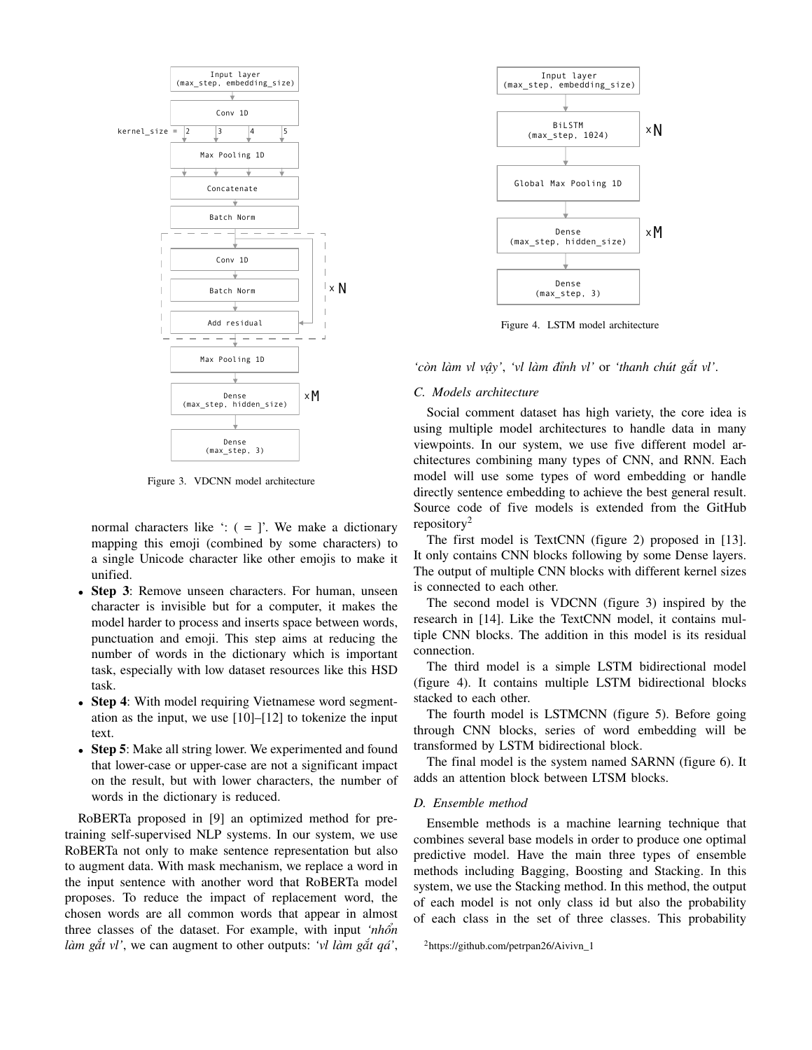Figure 3. VDCNN model architecture

Figure 4. LSTM model architecture

normal characters like ': ( = ]'. We make a dictionary mapping this emoji (combined by some characters) to a single Unicode character like other emojis to make it unified.

- **Step 3**: Remove unseen characters. For human, unseen character is invisible but for a computer, it makes the model harder to process and inserts space between words, punctuation and emoji. This step aims at reducing the number of words in the dictionary which is important task, especially with low dataset resources like this HSD task.
- **Step 4**: With model requiring Vietnamese word segmentation as the input, we use [10]–[12] to tokenize the input text.
- **Step 5**: Make all string lower. We experimented and found that lower-case or upper-case are not a significant impact on the result, but with lower characters, the number of words in the dictionary is reduced.

RoBERTa proposed in [9] an optimized method for pre-training self-supervised NLP systems. In our system, we use RoBERTa not only to make sentence representation but also to augment data. With mask mechanism, we replace a word in the input sentence with another word that RoBERTa model proposes. To reduce the impact of replacement word, the chosen words are all common words that appear in almost three classes of the dataset. For example, with input *'nhổn làm gắt vl'*, we can augment to other outputs: *'vl làm gắt quá'*, *'còn làm vl vậy'*, *'vl làm đỉnh vl'* or *'thanh chút gắt vl'*.

### C. Models architecture

Social comment dataset has high variety, the core idea is using multiple model architectures to handle data in many viewpoints. In our system, we use five different model architectures combining many types of CNN, and RNN. Each model will use some types of word embedding or handle directly sentence embedding to achieve the best general result. Source code of five models is extended from the GitHub repository[2]

The first model is TextCNN (figure 2) proposed in [13]. It only contains CNN blocks following by some Dense layers. The output of multiple CNN blocks with different kernel sizes is connected to each other.

The second model is VDCNN (figure 3) inspired by the research in [14]. Like the TextCNN model, it contains multiple CNN blocks. The addition in this model is its residual connection.

The third model is a simple LSTM bidirectional model (figure 4). It contains multiple LSTM bidirectional blocks stacked to each other.

The fourth model is LSTMCNN (figure 5). Before going through CNN blocks, series of word embedding will be transformed by LSTM bidirectional block.

The final model is the system named SARNN (figure 6). It adds an attention block between LTSM blocks.

### D. Ensemble method

Ensemble methods is a machine learning technique that combines several base models in order to produce one optimal predictive model. Have the main three types of ensemble methods including Bagging, Boosting and Stacking. In this system, we use the Stacking method. In this method, the output of each model is not only class id but also the probability of each class in the set of three classes. This probability

[2] https://github.com/petrpan26/Aivivn_1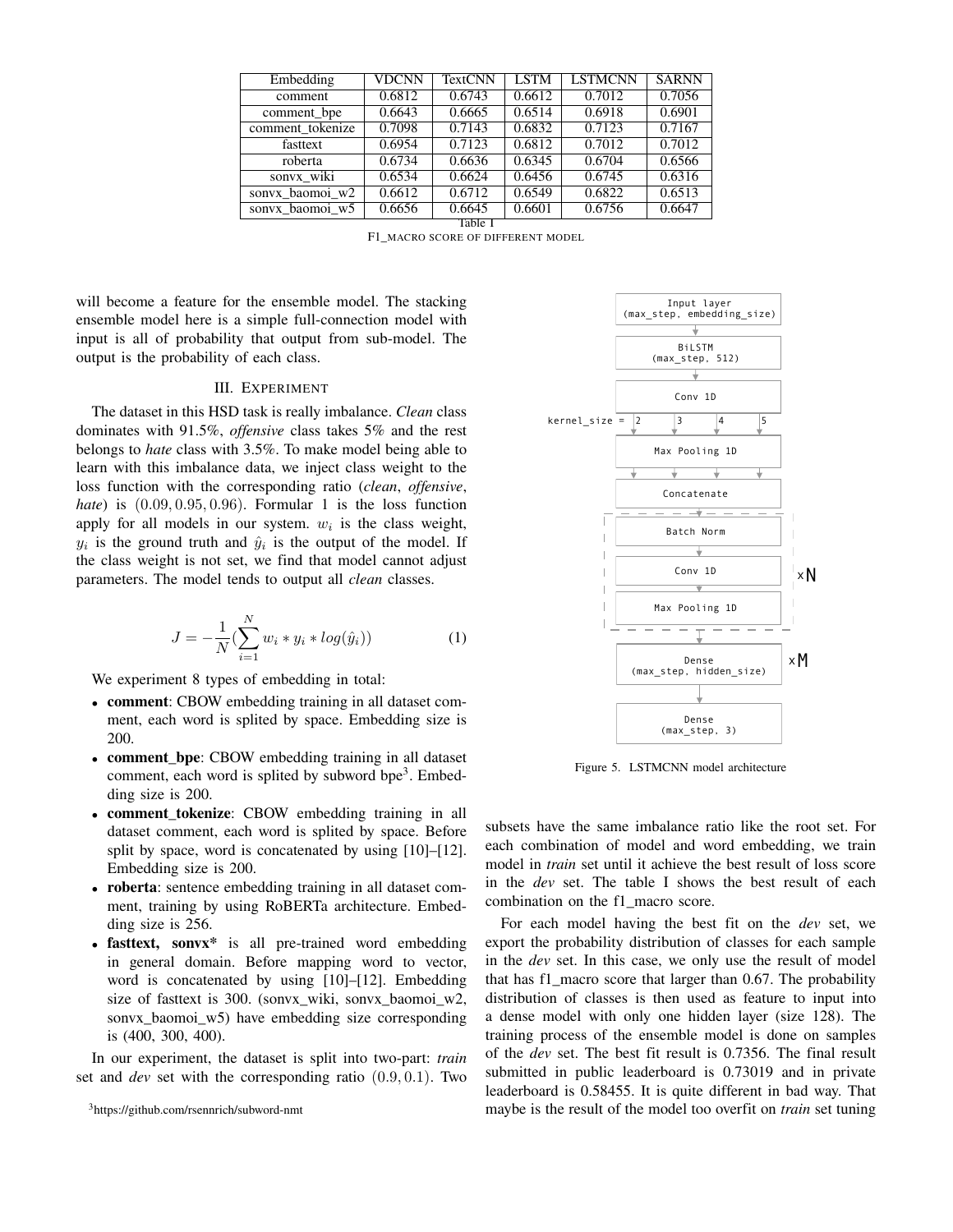| Embedding | VDCNN | TextCNN | LSTM | LSTMCNN | SARNN |
|---|---|---|---|---|---|
| comment | 0.6812 | 0.6743 | 0.6612 | 0.7012 | 0.7056 |
| comment_bpe | 0.6643 | 0.6665 | 0.6514 | 0.6918 | 0.6901 |
| comment_tokenize | 0.7098 | 0.7143 | 0.6832 | 0.7123 | 0.7167 |
| fasttext | 0.6954 | 0.7123 | 0.6812 | 0.7012 | 0.7012 |
| roberta | 0.6734 | 0.6636 | 0.6345 | 0.6704 | 0.6566 |
| sonvx_wiki | 0.6534 | 0.6624 | 0.6456 | 0.6745 | 0.6316 |
| sonvx_baomoi_w2 | 0.6612 | 0.6712 | 0.6549 | 0.6822 | 0.6513 |
| sonvx_baomoi_w5 | 0.6656 | 0.6645 | 0.6601 | 0.6756 | 0.6647 |

Table I
F1_MACRO SCORE OF DIFFERENT MODEL

will become a feature for the ensemble model. The stacking ensemble model here is a simple full-connection model with input is all of probability that output from sub-model. The output is the probability of each class.

## III. Experiment

The dataset in this HSD task is really imbalance. *Clean* class dominates with 91.5%, *offensive* class takes 5% and the rest belongs to *hate* class with 3.5%. To make model being able to learn with this imbalance data, we inject class weight to the loss function with the corresponding ratio (*clean*, *offensive*, *hate*) is $(0.09, 0.95, 0.96)$. Formular 1 is the loss function apply for all models in our system. $w_i$ is the class weight, $y_i$ is the ground truth and $\hat{y}_i$ is the output of the model. If the class weight is not set, we find that model cannot adjust parameters. The model tends to output all *clean* classes.

$$J = -\frac{1}{N}\left(\sum_{i=1}^{N} w_i * y_i * log(\hat{y}_i)\right) \tag{1}$$

We experiment 8 types of embedding in total:

- **comment**: CBOW embedding training in all dataset comment, each word is splited by space. Embedding size is 200.
- **comment_bpe**: CBOW embedding training in all dataset comment, each word is splited by subword bpe[3]. Embedding size is 200.
- **comment_tokenize**: CBOW embedding training in all dataset comment, each word is splited by space. Before split by space, word is concatenated by using [10]–[12]. Embedding size is 200.
- **roberta**: sentence embedding training in all dataset comment, training by using RoBERTa architecture. Embedding size is 256.
- **fasttext, sonvx***: is all pre-trained word embedding in general domain. Before mapping word to vector, word is concatenated by using [10]–[12]. Embedding size of fasttext is 300. (sonvx_wiki, sonvx_baomoi_w2, sonvx_baomoi_w5) have embedding size corresponding is (400, 300, 400).

In our experiment, the dataset is split into two-part: *train* set and *dev* set with the corresponding ratio $(0.9, 0.1)$. Two subsets have the same imbalance ratio like the root set. For each combination of model and word embedding, we train model in *train* set until it achieve the best result of loss score in the *dev* set. The table I shows the best result of each combination on the f1_macro score.

[3]https://github.com/rsennrich/subword-nmt

Input layer (max_step, embedding_size) → BiLSTM (max_step, 512) → Conv 1D (kernel_size = 2, 3, 4, 5) → Max Pooling 1D → Concatenate → [Batch Norm → Conv 1D → Max Pooling 1D] ×N → Dense (max_step, hidden_size) ×M → Dense (max_step, 3)

Figure 5. LSTMCNN model architecture

For each model having the best fit on the *dev* set, we export the probability distribution of classes for each sample in the *dev* set. In this case, we only use the result of model that has f1_macro score that larger than 0.67. The probability distribution of classes is then used as feature to input into a dense model with only one hidden layer (size 128). The training process of the ensemble model is done on samples of the *dev* set. The best fit result is 0.7356. The final result submitted in public leaderboard is 0.73019 and in private leaderboard is 0.58455. It is quite different in bad way. That maybe is the result of the model too overfit on *train* set tuning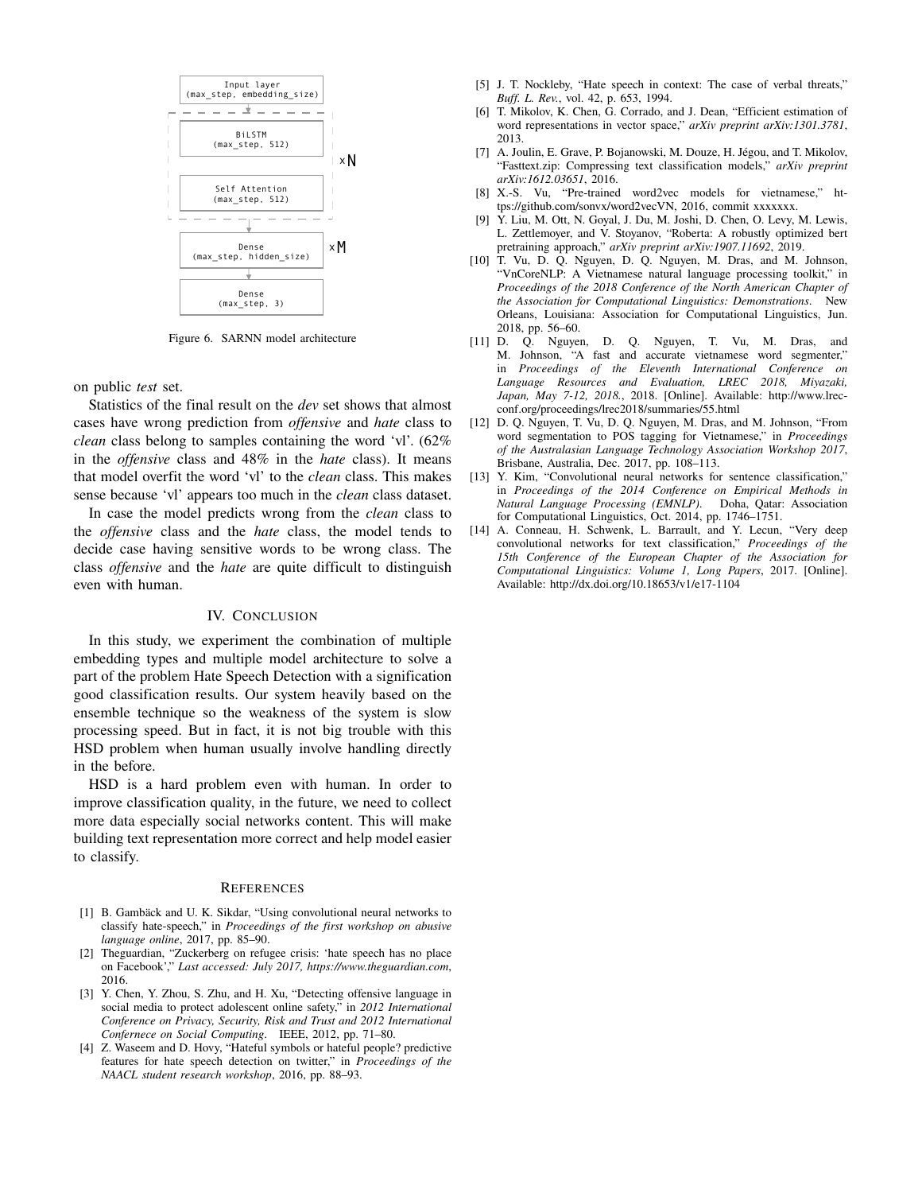Input layer
(max_step, embedding_size)

BiLSTM
(max_step, 512)

Self Attention
(max_step, 512)

×N

Dense
(max_step, hidden_size)

×M

Dense
(max_step, 3)

Figure 6. SARNN model architecture

on public *test* set.

Statistics of the final result on the *dev* set shows that almost cases have wrong prediction from *offensive* and *hate* class to *clean* class belong to samples containing the word 'vl'. (62% in the *offensive* class and 48% in the *hate* class). It means that model overfit the word 'vl' to the *clean* class. This makes sense because 'vl' appears too much in the *clean* class dataset.

In case the model predicts wrong from the *clean* class to the *offensive* class and the *hate* class, the model tends to decide case having sensitive words to be wrong class. The class *offensive* and the *hate* are quite difficult to distinguish even with human.

## IV. Conclusion

In this study, we experiment the combination of multiple embedding types and multiple model architecture to solve a part of the problem Hate Speech Detection with a signification good classification results. Our system heavily based on the ensemble technique so the weakness of the system is slow processing speed. But in fact, it is not big trouble with this HSD problem when human usually involve handling directly in the before.

HSD is a hard problem even with human. In order to improve classification quality, in the future, we need to collect more data especially social networks content. This will make building text representation more correct and help model easier to classify.

## References

[1] B. Gambäck and U. K. Sikdar, "Using convolutional neural networks to classify hate-speech," in *Proceedings of the first workshop on abusive language online*, 2017, pp. 85–90.

[2] Theguardian, "Zuckerberg on refugee crisis: 'hate speech has no place on Facebook'," *Last accessed: July 2017, https://www.theguardian.com*, 2016.

[3] Y. Chen, Y. Zhou, S. Zhu, and H. Xu, "Detecting offensive language in social media to protect adolescent online safety," in *2012 International Conference on Privacy, Security, Risk and Trust and 2012 International Confernece on Social Computing*. IEEE, 2012, pp. 71–80.

[4] Z. Waseem and D. Hovy, "Hateful symbols or hateful people? predictive features for hate speech detection on twitter," in *Proceedings of the NAACL student research workshop*, 2016, pp. 88–93.

[5] J. T. Nockleby, "Hate speech in context: The case of verbal threats," *Buff. L. Rev.*, vol. 42, p. 653, 1994.

[6] T. Mikolov, K. Chen, G. Corrado, and J. Dean, "Efficient estimation of word representations in vector space," *arXiv preprint arXiv:1301.3781*, 2013.

[7] A. Joulin, E. Grave, P. Bojanowski, M. Douze, H. Jégou, and T. Mikolov, "Fasttext.zip: Compressing text classification models," *arXiv preprint arXiv:1612.03651*, 2016.

[8] X.-S. Vu, "Pre-trained word2vec models for vietnamese," https://github.com/sonvx/word2vecVN, 2016, commit xxxxxxx.

[9] Y. Liu, M. Ott, N. Goyal, J. Du, M. Joshi, D. Chen, O. Levy, M. Lewis, L. Zettlemoyer, and V. Stoyanov, "Roberta: A robustly optimized bert pretraining approach," *arXiv preprint arXiv:1907.11692*, 2019.

[10] T. Vu, D. Q. Nguyen, D. Q. Nguyen, M. Dras, and M. Johnson, "VnCoreNLP: A Vietnamese natural language processing toolkit," in *Proceedings of the 2018 Conference of the North American Chapter of the Association for Computational Linguistics: Demonstrations*. New Orleans, Louisiana: Association for Computational Linguistics, Jun. 2018, pp. 56–60.

[11] D. Q. Nguyen, D. Q. Nguyen, T. Vu, M. Dras, and M. Johnson, "A fast and accurate vietnamese word segmenter," in *Proceedings of the Eleventh International Conference on Language Resources and Evaluation, LREC 2018, Miyazaki, Japan, May 7-12, 2018.*, 2018. [Online]. Available: http://www.lrec-conf.org/proceedings/lrec2018/summaries/55.html

[12] D. Q. Nguyen, T. Vu, D. Q. Nguyen, M. Dras, and M. Johnson, "From word segmentation to POS tagging for Vietnamese," in *Proceedings of the Australasian Language Technology Association Workshop 2017*, Brisbane, Australia, Dec. 2017, pp. 108–113.

[13] Y. Kim, "Convolutional neural networks for sentence classification," in *Proceedings of the 2014 Conference on Empirical Methods in Natural Language Processing (EMNLP)*. Doha, Qatar: Association for Computational Linguistics, Oct. 2014, pp. 1746–1751.

[14] A. Conneau, H. Schwenk, L. Barrault, and Y. Lecun, "Very deep convolutional networks for text classification," *Proceedings of the 15th Conference of the European Chapter of the Association for Computational Linguistics: Volume 1, Long Papers*, 2017. [Online]. Available: http://dx.doi.org/10.18653/v1/e17-1104